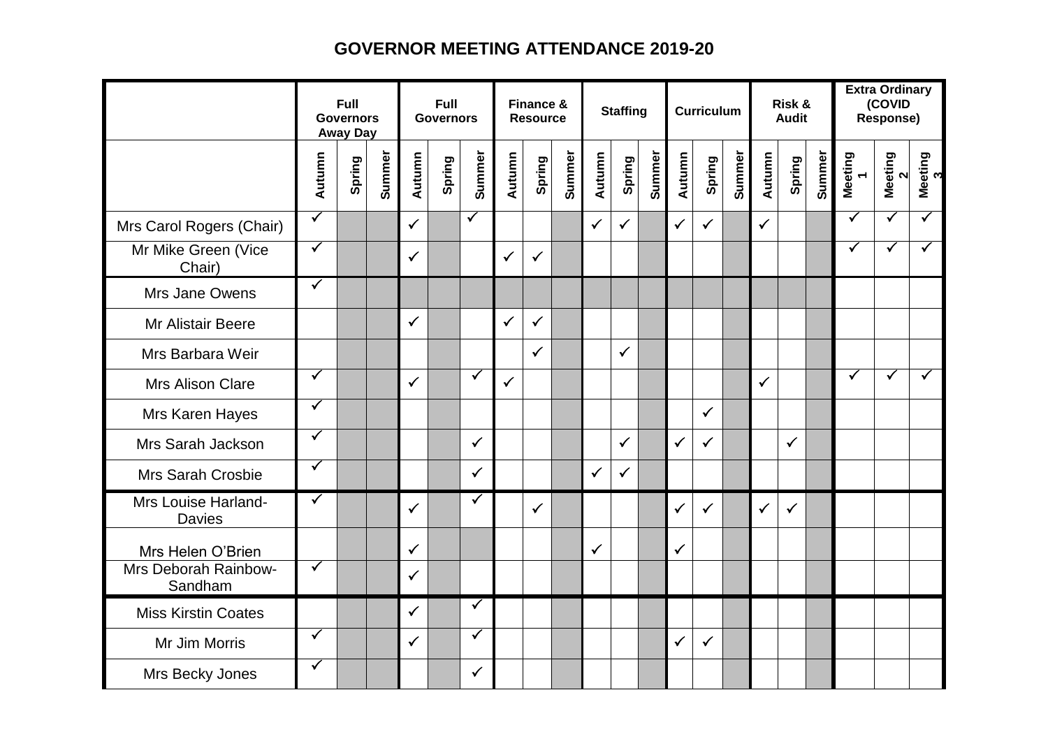# GOVERNOR MEETING ATTENDANCE 2019-20

| | Full Governors Away Day | | | Full Governors | | | Finance & Resource | | | Staffing | | | Curriculum | | | Risk & Audit | | | Extra Ordinary (COVID Response) | | |
|---|---|---|---|---|---|---|---|---|---|---|---|---|---|---|---|---|---|---|---|---|---|
| | Autumn | Spring | Summer | Autumn | Spring | Summer | Autumn | Spring | Summer | Autumn | Spring | Summer | Autumn | Spring | Summer | Autumn | Spring | Summer | Meeting 1 | Meeting 2 | Meeting 3 |
| Mrs Carol Rogers (Chair) | ✓ | | | ✓ | | ✓ | | | | ✓ | ✓ | | ✓ | ✓ | | ✓ | | | ✓ | ✓ | ✓ |
| Mr Mike Green (Vice Chair) | ✓ | | | ✓ | | | ✓ | ✓ | | | | | | | | | | | ✓ | ✓ | ✓ |
| Mrs Jane Owens | ✓ | | | | | | | | | | | | | | | | | | | | |
| Mr Alistair Beere | | | | ✓ | | | ✓ | ✓ | | | | | | | | | | | | | |
| Mrs Barbara Weir | | | | | | | | ✓ | | | ✓ | | | | | | | | | | |
| Mrs Alison Clare | ✓ | | | ✓ | | ✓ | ✓ | | | | | | | | | ✓ | | | ✓ | ✓ | ✓ |
| Mrs Karen Hayes | ✓ | | | | | | | | | | | | | ✓ | | | | | | | |
| Mrs Sarah Jackson | ✓ | | | | | ✓ | | | | | ✓ | | ✓ | ✓ | | | ✓ | | | | |
| Mrs Sarah Crosbie | ✓ | | | | | ✓ | | | | ✓ | ✓ | | | | | | | | | | |
| Mrs Louise Harland-Davies | ✓ | | | ✓ | | ✓ | | ✓ | | | | | ✓ | ✓ | | ✓ | ✓ | | | | |
| Mrs Helen O'Brien | | | | ✓ | | | | | | ✓ | | | ✓ | | | | | | | | |
| Mrs Deborah Rainbow-Sandham | ✓ | | | ✓ | | | | | | | | | | | | | | | | | |
| Miss Kirstin Coates | | | | ✓ | | ✓ | | | | | | | | | | | | | | | |
| Mr Jim Morris | ✓ | | | ✓ | | ✓ | | | | | | | ✓ | ✓ | | | | | | | |
| Mrs Becky Jones | ✓ | | | | | ✓ | | | | | | | | | | | | | | | |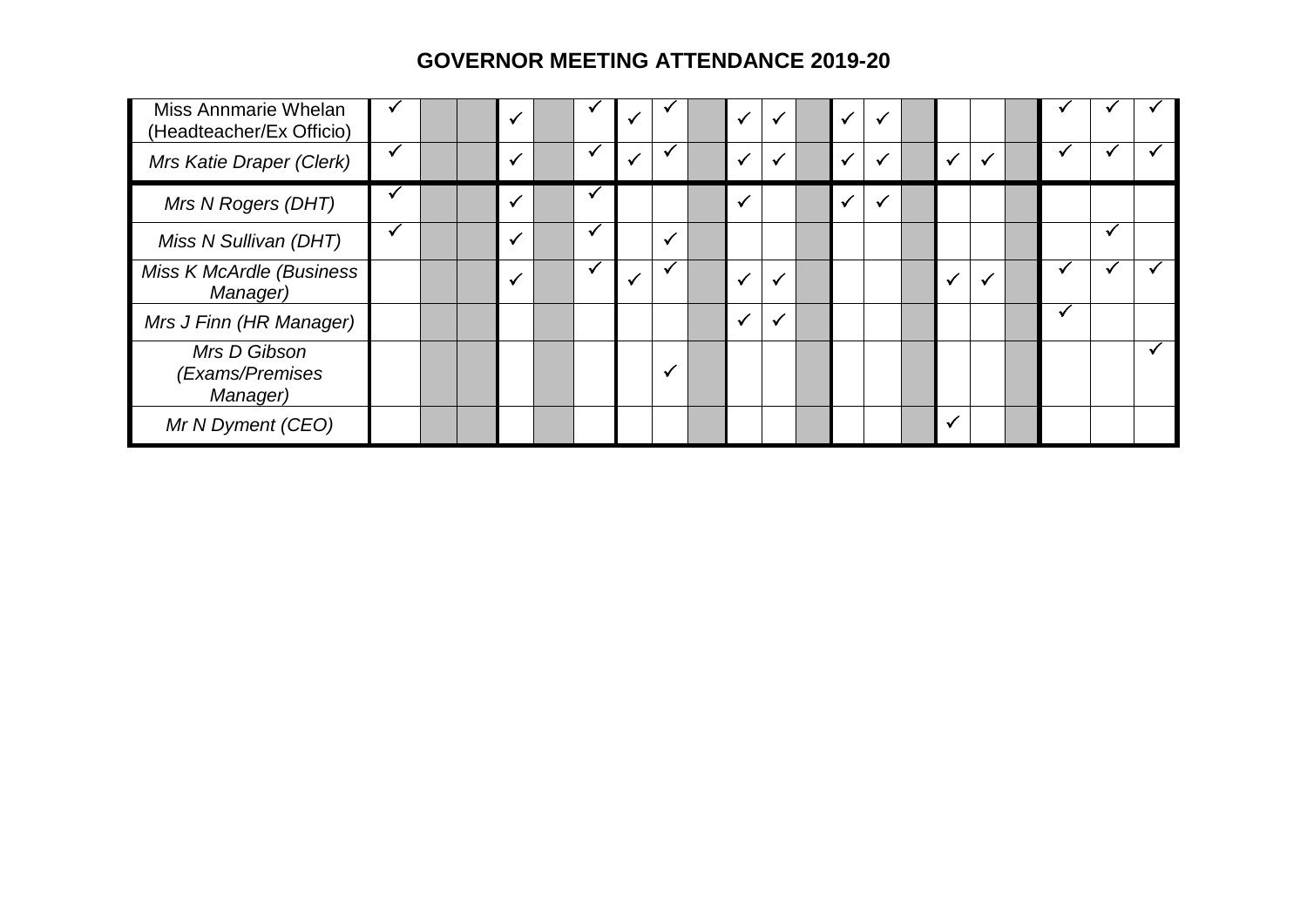## GOVERNOR MEETING ATTENDANCE 2019-20

| | | | | | | | | | | | | | | | | | | | | | |
|---|---|---|---|---|---|---|---|---|---|---|---|---|---|---|---|---|---|---|---|---|---|
| Miss Annmarie Whelan (Headteacher/Ex Officio) | ✓ | | | ✓ | | ✓ | ✓ | ✓ | | ✓ | ✓ | | ✓ | ✓ | | | | | ✓ | ✓ | ✓ |
| *Mrs Katie Draper (Clerk)* | ✓ | | | ✓ | | ✓ | ✓ | ✓ | | ✓ | ✓ | | ✓ | ✓ | | ✓ | ✓ | | ✓ | ✓ | ✓ |
| *Mrs N Rogers (DHT)* | ✓ | | | ✓ | | ✓ | | | | ✓ | | | ✓ | ✓ | | | | | | | |
| *Miss N Sullivan (DHT)* | ✓ | | | ✓ | | ✓ | | ✓ | | | | | | | | | | | | ✓ | |
| *Miss K McArdle (Business Manager)* | | | | ✓ | | ✓ | ✓ | ✓ | | ✓ | ✓ | | | | | ✓ | ✓ | | ✓ | ✓ | ✓ |
| *Mrs J Finn (HR Manager)* | | | | | | | | | | ✓ | ✓ | | | | | | | | ✓ | | |
| *Mrs D Gibson (Exams/Premises Manager)* | | | | | | | | ✓ | | | | | | | | | | | | | ✓ |
| *Mr N Dyment (CEO)* | | | | | | | | | | | | | | | | ✓ | | | | | |